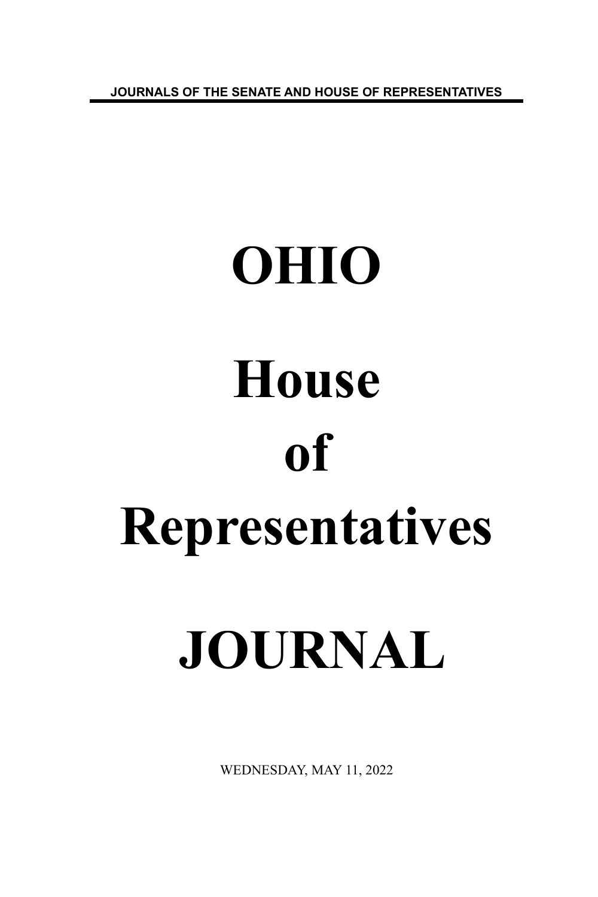JOURNALS OF THE SENATE AND HOUSE OF REPRESENTATIVES

# OHIO

# House

# of

# Representatives

# JOURNAL

WEDNESDAY, MAY 11, 2022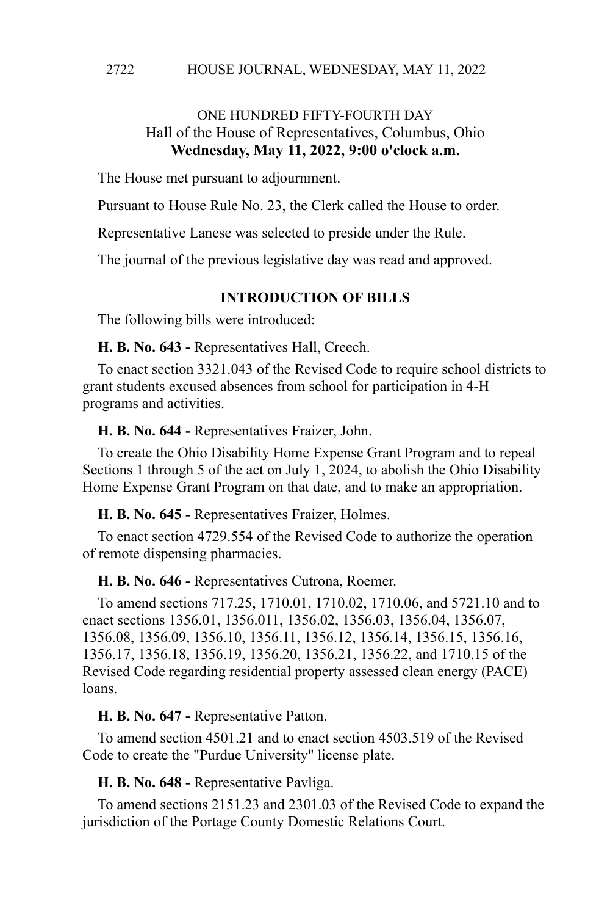ONE HUNDRED FIFTY-FOURTH DAY
Hall of the House of Representatives, Columbus, Ohio
**Wednesday, May 11, 2022, 9:00 o'clock a.m.**

The House met pursuant to adjournment.

Pursuant to House Rule No. 23, the Clerk called the House to order.

Representative Lanese was selected to preside under the Rule.

The journal of the previous legislative day was read and approved.

## INTRODUCTION OF BILLS

The following bills were introduced:

**H. B. No. 643 -** Representatives Hall, Creech.

To enact section 3321.043 of the Revised Code to require school districts to grant students excused absences from school for participation in 4-H programs and activities.

**H. B. No. 644 -** Representatives Fraizer, John.

To create the Ohio Disability Home Expense Grant Program and to repeal Sections 1 through 5 of the act on July 1, 2024, to abolish the Ohio Disability Home Expense Grant Program on that date, and to make an appropriation.

**H. B. No. 645 -** Representatives Fraizer, Holmes.

To enact section 4729.554 of the Revised Code to authorize the operation of remote dispensing pharmacies.

**H. B. No. 646 -** Representatives Cutrona, Roemer.

To amend sections 717.25, 1710.01, 1710.02, 1710.06, and 5721.10 and to enact sections 1356.01, 1356.011, 1356.02, 1356.03, 1356.04, 1356.07, 1356.08, 1356.09, 1356.10, 1356.11, 1356.12, 1356.14, 1356.15, 1356.16, 1356.17, 1356.18, 1356.19, 1356.20, 1356.21, 1356.22, and 1710.15 of the Revised Code regarding residential property assessed clean energy (PACE) loans.

**H. B. No. 647 -** Representative Patton.

To amend section 4501.21 and to enact section 4503.519 of the Revised Code to create the "Purdue University" license plate.

**H. B. No. 648 -** Representative Pavliga.

To amend sections 2151.23 and 2301.03 of the Revised Code to expand the jurisdiction of the Portage County Domestic Relations Court.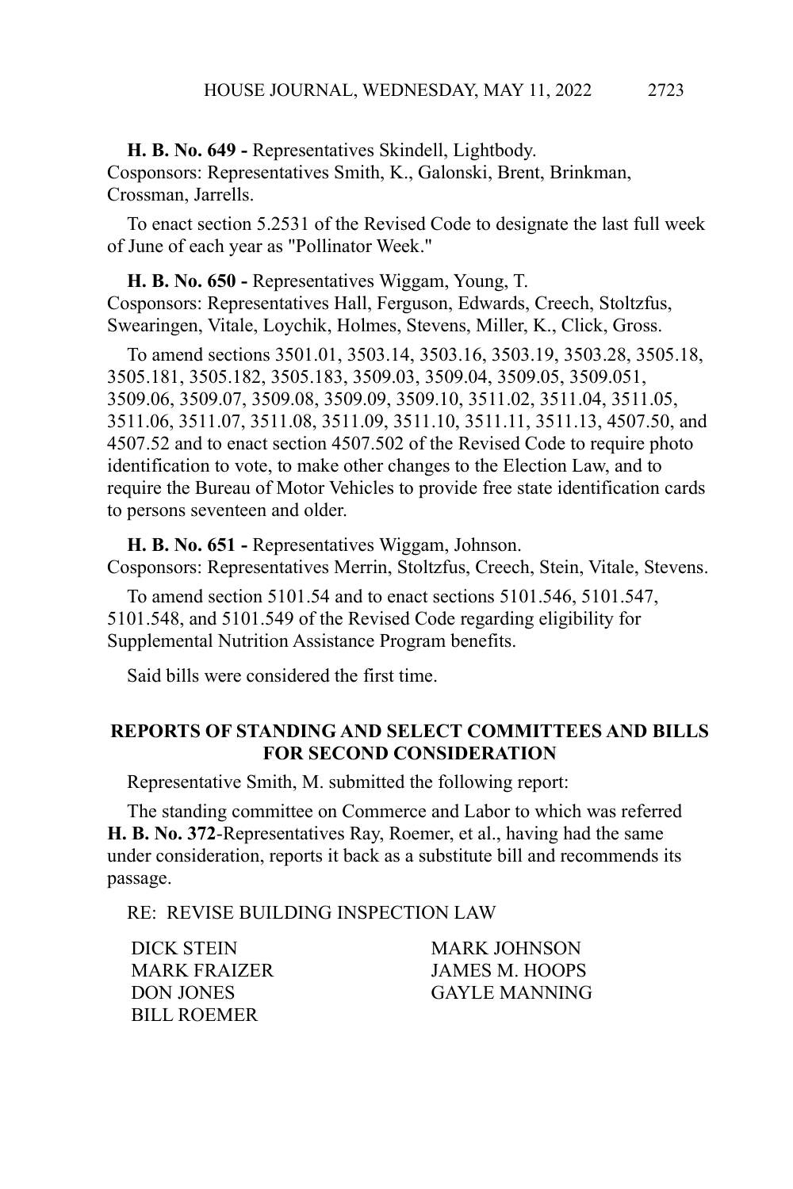**H. B. No. 649 -** Representatives Skindell, Lightbody.
Cosponsors: Representatives Smith, K., Galonski, Brent, Brinkman, Crossman, Jarrells.

To enact section 5.2531 of the Revised Code to designate the last full week of June of each year as "Pollinator Week."

**H. B. No. 650 -** Representatives Wiggam, Young, T.
Cosponsors: Representatives Hall, Ferguson, Edwards, Creech, Stoltzfus, Swearingen, Vitale, Loychik, Holmes, Stevens, Miller, K., Click, Gross.

To amend sections 3501.01, 3503.14, 3503.16, 3503.19, 3503.28, 3505.18, 3505.181, 3505.182, 3505.183, 3509.03, 3509.04, 3509.05, 3509.051, 3509.06, 3509.07, 3509.08, 3509.09, 3509.10, 3511.02, 3511.04, 3511.05, 3511.06, 3511.07, 3511.08, 3511.09, 3511.10, 3511.11, 3511.13, 4507.50, and 4507.52 and to enact section 4507.502 of the Revised Code to require photo identification to vote, to make other changes to the Election Law, and to require the Bureau of Motor Vehicles to provide free state identification cards to persons seventeen and older.

**H. B. No. 651 -** Representatives Wiggam, Johnson.
Cosponsors: Representatives Merrin, Stoltzfus, Creech, Stein, Vitale, Stevens.

To amend section 5101.54 and to enact sections 5101.546, 5101.547, 5101.548, and 5101.549 of the Revised Code regarding eligibility for Supplemental Nutrition Assistance Program benefits.

Said bills were considered the first time.

## REPORTS OF STANDING AND SELECT COMMITTEES AND BILLS FOR SECOND CONSIDERATION

Representative Smith, M. submitted the following report:

The standing committee on Commerce and Labor to which was referred **H. B. No. 372**-Representatives Ray, Roemer, et al., having had the same under consideration, reports it back as a substitute bill and recommends its passage.

RE: REVISE BUILDING INSPECTION LAW

| | |
|---|---|
| DICK STEIN | MARK JOHNSON |
| MARK FRAIZER | JAMES M. HOOPS |
| DON JONES | GAYLE MANNING |
| BILL ROEMER | |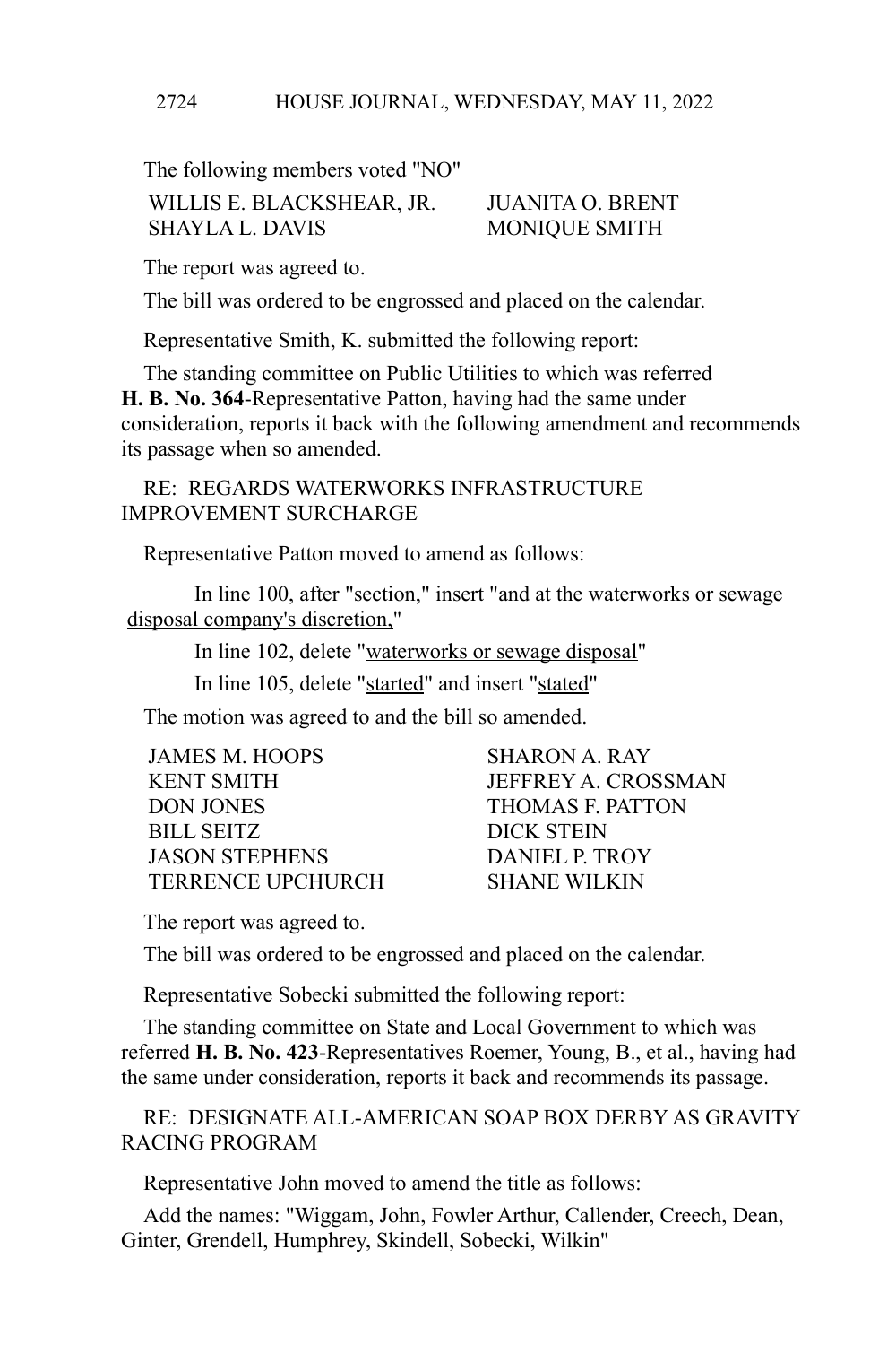The following members voted "NO"

| | |
|---|---|
| WILLIS E. BLACKSHEAR, JR. | JUANITA O. BRENT |
| SHAYLA L. DAVIS | MONIQUE SMITH |

The report was agreed to.

The bill was ordered to be engrossed and placed on the calendar.

Representative Smith, K. submitted the following report:

The standing committee on Public Utilities to which was referred **H. B. No. 364**-Representative Patton, having had the same under consideration, reports it back with the following amendment and recommends its passage when so amended.

RE: REGARDS WATERWORKS INFRASTRUCTURE IMPROVEMENT SURCHARGE

Representative Patton moved to amend as follows:

In line 100, after "section," insert "and at the waterworks or sewage disposal company's discretion,"

In line 102, delete "waterworks or sewage disposal"

In line 105, delete "started" and insert "stated"

The motion was agreed to and the bill so amended.

| | |
|---|---|
| JAMES M. HOOPS | SHARON A. RAY |
| KENT SMITH | JEFFREY A. CROSSMAN |
| DON JONES | THOMAS F. PATTON |
| BILL SEITZ | DICK STEIN |
| JASON STEPHENS | DANIEL P. TROY |
| TERRENCE UPCHURCH | SHANE WILKIN |

The report was agreed to.

The bill was ordered to be engrossed and placed on the calendar.

Representative Sobecki submitted the following report:

The standing committee on State and Local Government to which was referred **H. B. No. 423**-Representatives Roemer, Young, B., et al., having had the same under consideration, reports it back and recommends its passage.

RE: DESIGNATE ALL-AMERICAN SOAP BOX DERBY AS GRAVITY RACING PROGRAM

Representative John moved to amend the title as follows:

Add the names: "Wiggam, John, Fowler Arthur, Callender, Creech, Dean, Ginter, Grendell, Humphrey, Skindell, Sobecki, Wilkin"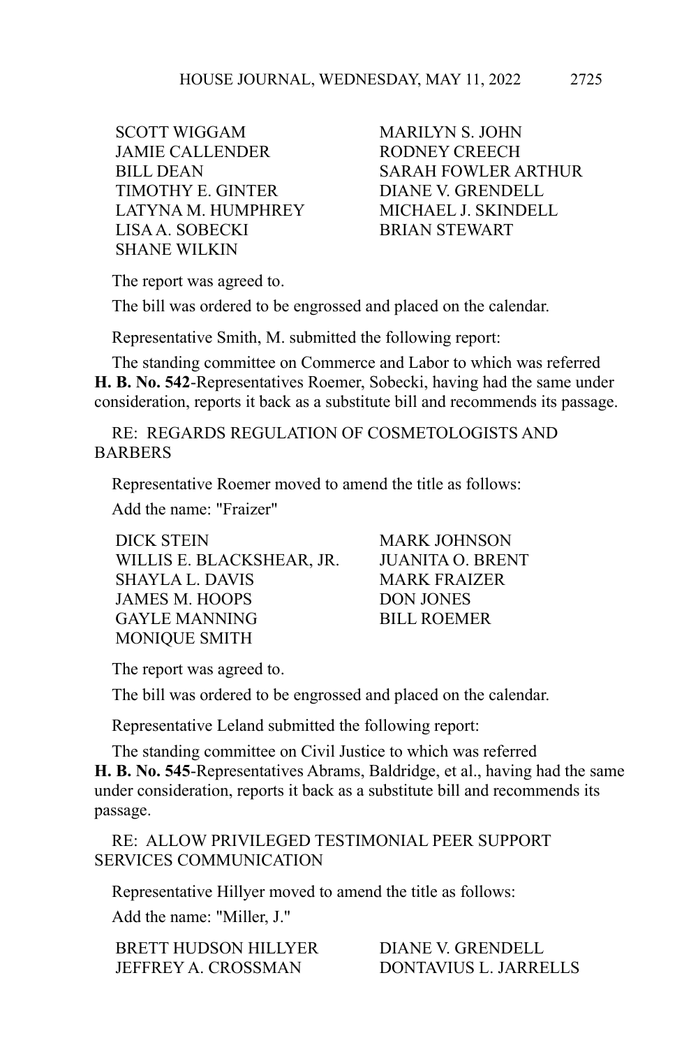| | |
|---|---|
| SCOTT WIGGAM | MARILYN S. JOHN |
| JAMIE CALLENDER | RODNEY CREECH |
| BILL DEAN | SARAH FOWLER ARTHUR |
| TIMOTHY E. GINTER | DIANE V. GRENDELL |
| LATYNA M. HUMPHREY | MICHAEL J. SKINDELL |
| LISA A. SOBECKI | BRIAN STEWART |
| SHANE WILKIN | |

The report was agreed to.

The bill was ordered to be engrossed and placed on the calendar.

Representative Smith, M. submitted the following report:

The standing committee on Commerce and Labor to which was referred **H. B. No. 542**-Representatives Roemer, Sobecki, having had the same under consideration, reports it back as a substitute bill and recommends its passage.

RE: REGARDS REGULATION OF COSMETOLOGISTS AND BARBERS

Representative Roemer moved to amend the title as follows:

Add the name: "Fraizer"

| | |
|---|---|
| DICK STEIN | MARK JOHNSON |
| WILLIS E. BLACKSHEAR, JR. | JUANITA O. BRENT |
| SHAYLA L. DAVIS | MARK FRAIZER |
| JAMES M. HOOPS | DON JONES |
| GAYLE MANNING | BILL ROEMER |
| MONIQUE SMITH | |

The report was agreed to.

The bill was ordered to be engrossed and placed on the calendar.

Representative Leland submitted the following report:

The standing committee on Civil Justice to which was referred **H. B. No. 545**-Representatives Abrams, Baldridge, et al., having had the same under consideration, reports it back as a substitute bill and recommends its passage.

RE: ALLOW PRIVILEGED TESTIMONIAL PEER SUPPORT SERVICES COMMUNICATION

Representative Hillyer moved to amend the title as follows:

Add the name: "Miller, J."

| | |
|---|---|
| BRETT HUDSON HILLYER | DIANE V. GRENDELL |
| JEFFREY A. CROSSMAN | DONTAVIUS L. JARRELLS |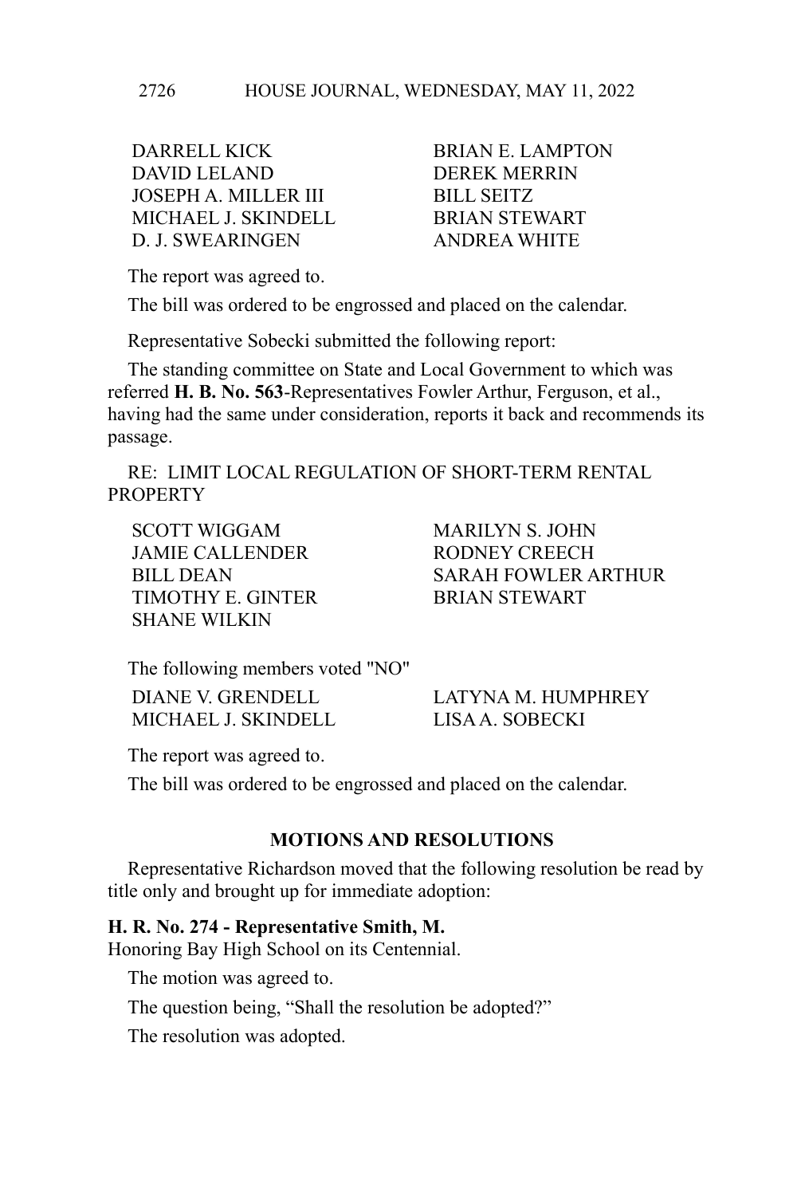| | |
|---|---|
| DARRELL KICK | BRIAN E. LAMPTON |
| DAVID LELAND | DEREK MERRIN |
| JOSEPH A. MILLER III | BILL SEITZ |
| MICHAEL J. SKINDELL | BRIAN STEWART |
| D. J. SWEARINGEN | ANDREA WHITE |

The report was agreed to.

The bill was ordered to be engrossed and placed on the calendar.

Representative Sobecki submitted the following report:

The standing committee on State and Local Government to which was referred **H. B. No. 563**-Representatives Fowler Arthur, Ferguson, et al., having had the same under consideration, reports it back and recommends its passage.

RE: LIMIT LOCAL REGULATION OF SHORT-TERM RENTAL PROPERTY

| | |
|---|---|
| SCOTT WIGGAM | MARILYN S. JOHN |
| JAMIE CALLENDER | RODNEY CREECH |
| BILL DEAN | SARAH FOWLER ARTHUR |
| TIMOTHY E. GINTER | BRIAN STEWART |
| SHANE WILKIN | |

The following members voted "NO"

| | |
|---|---|
| DIANE V. GRENDELL | LATYNA M. HUMPHREY |
| MICHAEL J. SKINDELL | LISA A. SOBECKI |

The report was agreed to.

The bill was ordered to be engrossed and placed on the calendar.

## MOTIONS AND RESOLUTIONS

Representative Richardson moved that the following resolution be read by title only and brought up for immediate adoption:

**H. R. No. 274 - Representative Smith, M.**
Honoring Bay High School on its Centennial.

The motion was agreed to.

The question being, "Shall the resolution be adopted?"

The resolution was adopted.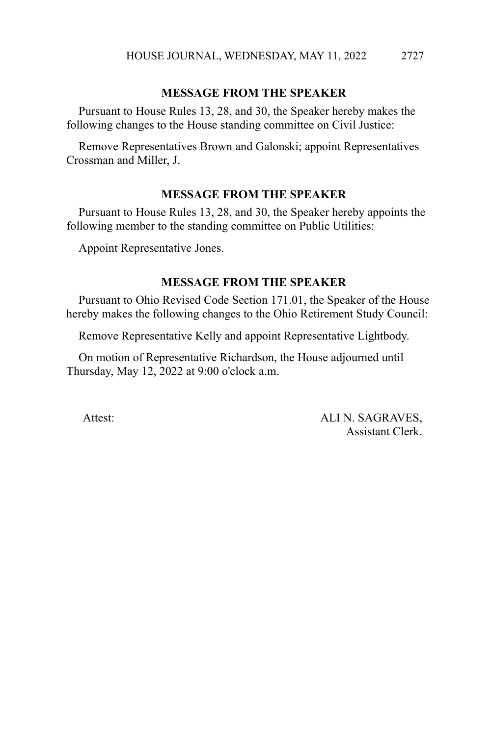**MESSAGE FROM THE SPEAKER**

Pursuant to House Rules 13, 28, and 30, the Speaker hereby makes the following changes to the House standing committee on Civil Justice:

Remove Representatives Brown and Galonski; appoint Representatives Crossman and Miller, J.

**MESSAGE FROM THE SPEAKER**

Pursuant to House Rules 13, 28, and 30, the Speaker hereby appoints the following member to the standing committee on Public Utilities:

Appoint Representative Jones.

**MESSAGE FROM THE SPEAKER**

Pursuant to Ohio Revised Code Section 171.01, the Speaker of the House hereby makes the following changes to the Ohio Retirement Study Council:

Remove Representative Kelly and appoint Representative Lightbody.

On motion of Representative Richardson, the House adjourned until Thursday, May 12, 2022 at 9:00 o'clock a.m.

Attest: ALI N. SAGRAVES,
Assistant Clerk.